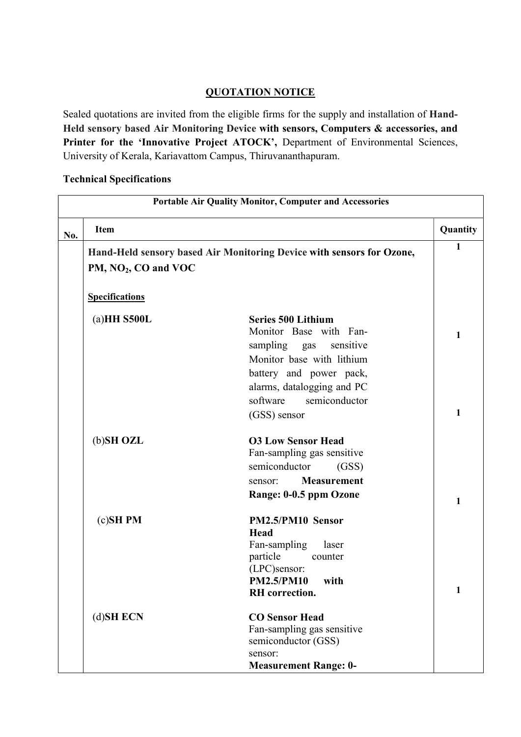## QUOTATION NOTICE

Sealed quotations are invited from the eligible firms for the supply and installation of **Hand-Held sensory based Air Monitoring Device with sensors, Computers & accessories, and Printer for the 'Innovative Project ATOCK',** Department of Environmental Sciences, University of Kerala, Kariavattom Campus, Thiruvananthapuram.

**Technical Specifications**

| **Portable Air Quality Monitor, Computer and Accessories** | | | |
|---|---|---|---|
| **No.** | **Item** | | **Quantity** |
| | **Hand-Held sensory based Air Monitoring Device with sensors for Ozone, PM, $NO_2$, CO and VOC** | | **1** |
| | **Specifications** | | |
| | (a)**HH S500L** | **Series 500 Lithium** Monitor Base with Fan-sampling gas sensitive Monitor base with lithium battery and power pack, alarms, datalogging and PC software semiconductor (GSS) sensor | **1** |
| | (b)**SH OZL** | **O3 Low Sensor Head** Fan-sampling gas sensitive semiconductor (GSS) sensor: **Measurement Range: 0-0.5 ppm Ozone** | **1** |
| | (c)**SH PM** | **PM2.5/PM10 Sensor Head** Fan-sampling laser particle counter (LPC)sensor: **PM2.5/PM10 with RH correction.** | **1** |
| | (d)**SH ECN** | **CO Sensor Head** Fan-sampling gas sensitive semiconductor (GSS) sensor: **Measurement Range: 0-** | **1** |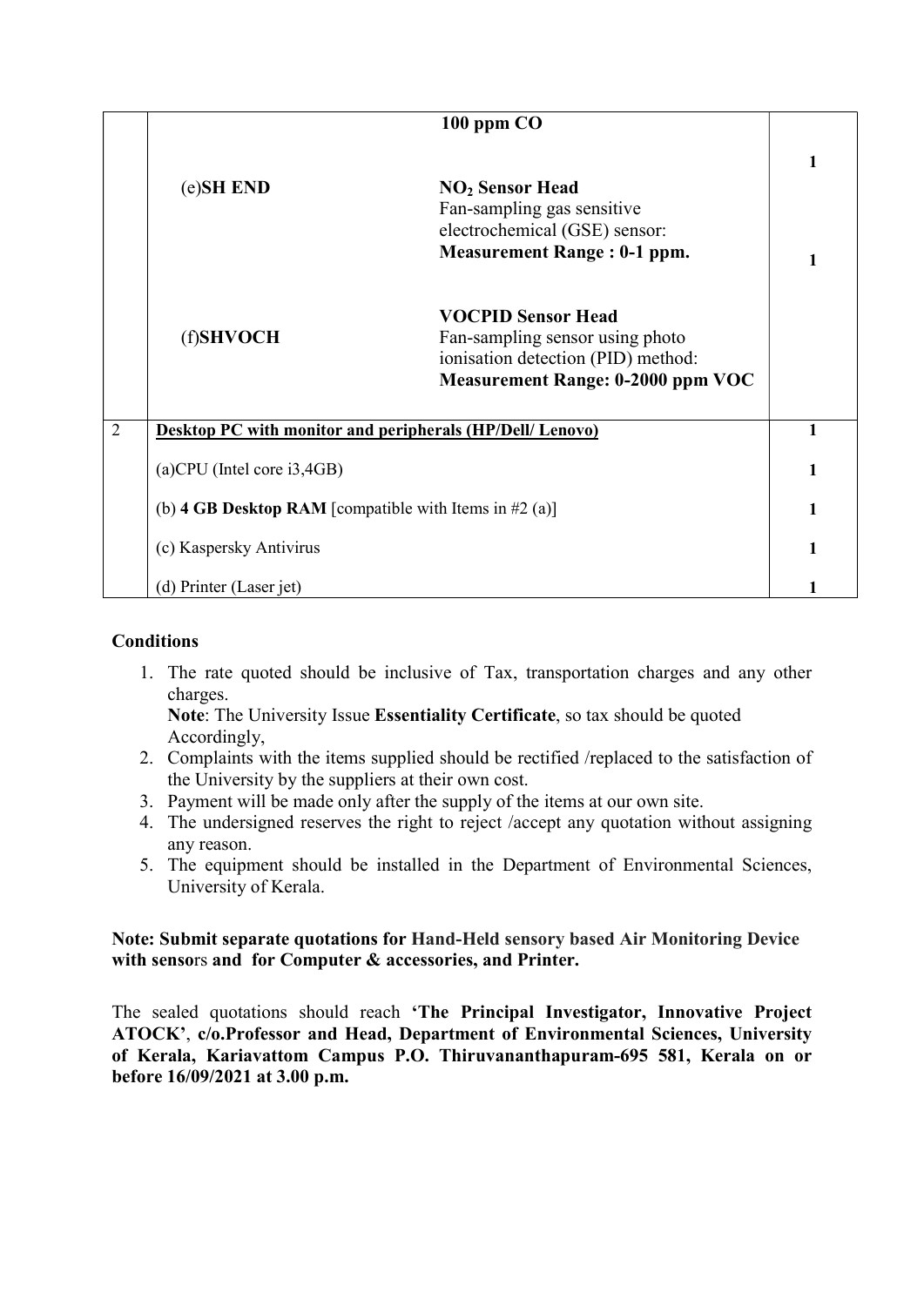| | | | |
|---|---|---|---|
| | | **100 ppm CO** | **1** |
| | (e)**SH END** | **$NO_2$ Sensor Head**<br>Fan-sampling gas sensitive electrochemical (GSE) sensor:<br>**Measurement Range : 0-1 ppm.** | **1** |
| | (f)**SHVOCH** | **VOCPID Sensor Head**<br>Fan-sampling sensor using photo ionisation detection (PID) method:<br>**Measurement Range: 0-2000 ppm VOC** | |
| 2 | **Desktop PC with monitor and peripherals (HP/Dell/ Lenovo)** | | **1** |
| | (a)CPU (Intel core i3,4GB) | | **1** |
| | (b) **4 GB Desktop RAM** [compatible with Items in #2 (a)] | | **1** |
| | (c) Kaspersky Antivirus | | **1** |
| | (d) Printer (Laser jet) | | **1** |

**Conditions**

1. The rate quoted should be inclusive of Tax, transportation charges and any other charges.
   **Note**: The University Issue **Essentiality Certificate**, so tax should be quoted Accordingly,
2. Complaints with the items supplied should be rectified /replaced to the satisfaction of the University by the suppliers at their own cost.
3. Payment will be made only after the supply of the items at our own site.
4. The undersigned reserves the right to reject /accept any quotation without assigning any reason.
5. The equipment should be installed in the Department of Environmental Sciences, University of Kerala.

**Note: Submit separate quotations for Hand-Held sensory based Air Monitoring Device with sensors and for Computer & accessories, and Printer.**

The sealed quotations should reach **'The Principal Investigator, Innovative Project ATOCK'**, **c/o.Professor and Head, Department of Environmental Sciences, University of Kerala, Kariavattom Campus P.O. Thiruvananthapuram-695 581, Kerala on or before 16/09/2021 at 3.00 p.m.**